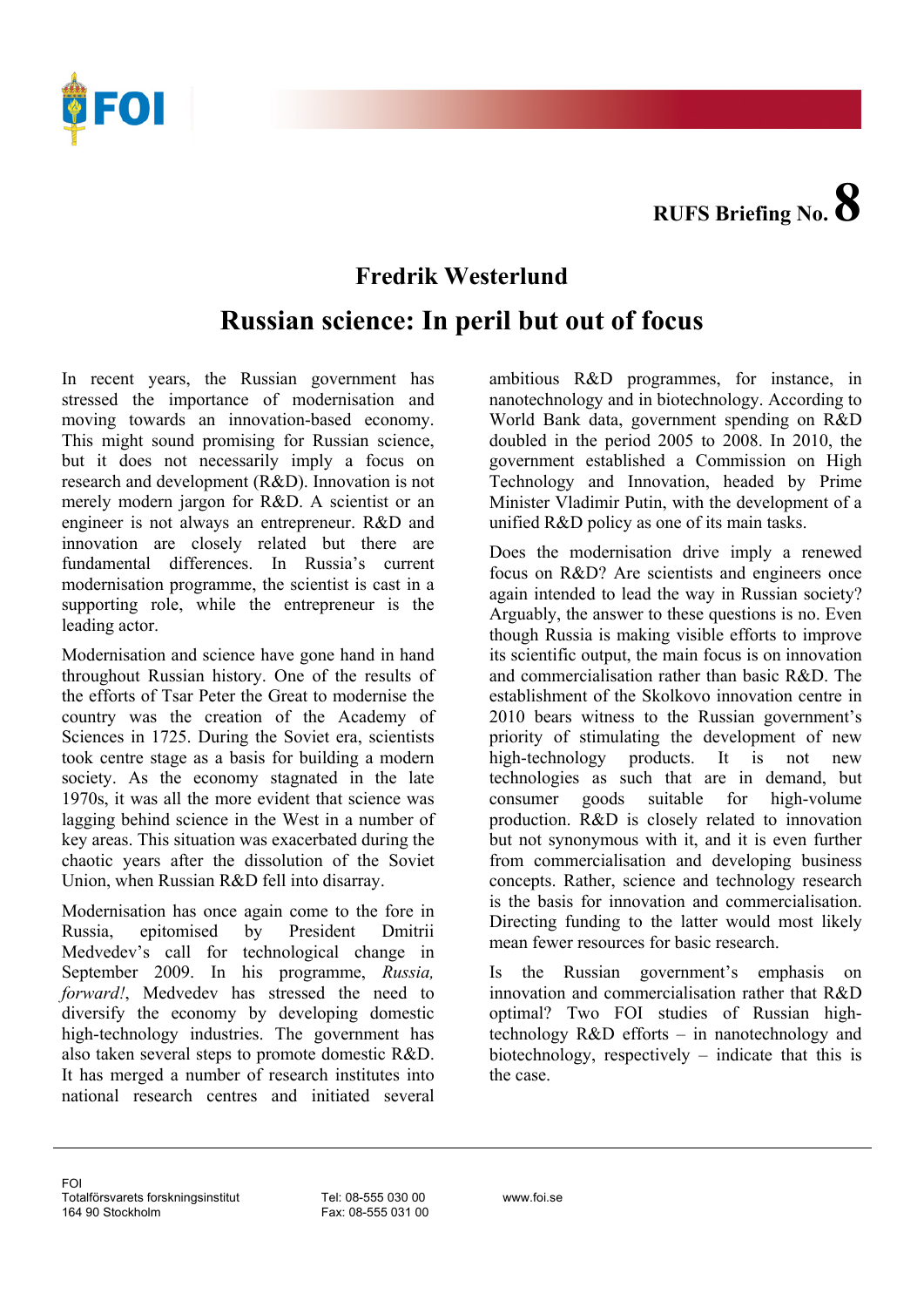RUFS Briefing No. 8

## Fredrik Westerlund

# Russian science: In peril but out of focus

In recent years, the Russian government has stressed the importance of modernisation and moving towards an innovation-based economy. This might sound promising for Russian science, but it does not necessarily imply a focus on research and development (R&D). Innovation is not merely modern jargon for R&D. A scientist or an engineer is not always an entrepreneur. R&D and innovation are closely related but there are fundamental differences. In Russia's current modernisation programme, the scientist is cast in a supporting role, while the entrepreneur is the leading actor.

Modernisation and science have gone hand in hand throughout Russian history. One of the results of the efforts of Tsar Peter the Great to modernise the country was the creation of the Academy of Sciences in 1725. During the Soviet era, scientists took centre stage as a basis for building a modern society. As the economy stagnated in the late 1970s, it was all the more evident that science was lagging behind science in the West in a number of key areas. This situation was exacerbated during the chaotic years after the dissolution of the Soviet Union, when Russian R&D fell into disarray.

Modernisation has once again come to the fore in Russia, epitomised by President Dmitrii Medvedev's call for technological change in September 2009. In his programme, *Russia, forward!*, Medvedev has stressed the need to diversify the economy by developing domestic high-technology industries. The government has also taken several steps to promote domestic R&D. It has merged a number of research institutes into national research centres and initiated several ambitious R&D programmes, for instance, in nanotechnology and in biotechnology. According to World Bank data, government spending on R&D doubled in the period 2005 to 2008. In 2010, the government established a Commission on High Technology and Innovation, headed by Prime Minister Vladimir Putin, with the development of a unified R&D policy as one of its main tasks.

Does the modernisation drive imply a renewed focus on R&D? Are scientists and engineers once again intended to lead the way in Russian society? Arguably, the answer to these questions is no. Even though Russia is making visible efforts to improve its scientific output, the main focus is on innovation and commercialisation rather than basic R&D. The establishment of the Skolkovo innovation centre in 2010 bears witness to the Russian government's priority of stimulating the development of new high-technology products. It is not new technologies as such that are in demand, but consumer goods suitable for high-volume production. R&D is closely related to innovation but not synonymous with it, and it is even further from commercialisation and developing business concepts. Rather, science and technology research is the basis for innovation and commercialisation. Directing funding to the latter would most likely mean fewer resources for basic research.

Is the Russian government's emphasis on innovation and commercialisation rather that R&D optimal? Two FOI studies of Russian high-technology R&D efforts – in nanotechnology and biotechnology, respectively – indicate that this is the case.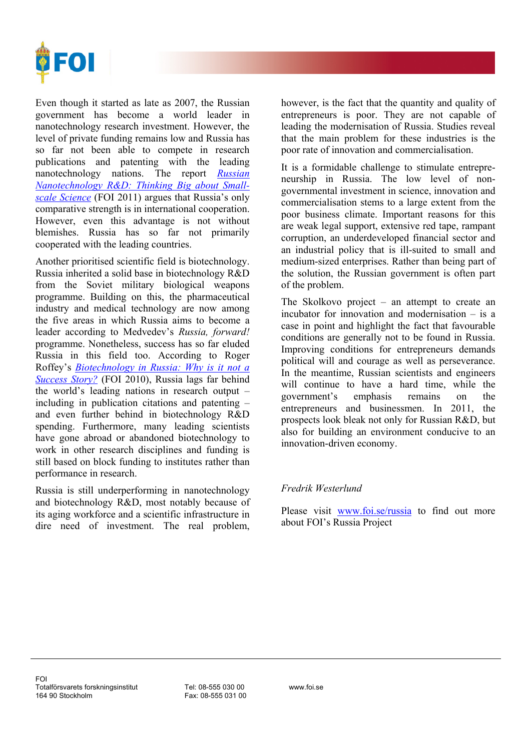Even though it started as late as 2007, the Russian government has become a world leader in nanotechnology research investment. However, the level of private funding remains low and Russia has so far not been able to compete in research publications and patenting with the leading nanotechnology nations. The report *Russian Nanotechnology R&D: Thinking Big about Small-scale Science* (FOI 2011) argues that Russia's only comparative strength is in international cooperation. However, even this advantage is not without blemishes. Russia has so far not primarily cooperated with the leading countries.

Another prioritised scientific field is biotechnology. Russia inherited a solid base in biotechnology R&D from the Soviet military biological weapons programme. Building on this, the pharmaceutical industry and medical technology are now among the five areas in which Russia aims to become a leader according to Medvedev's *Russia, forward!* programme. Nonetheless, success has so far eluded Russia in this field too. According to Roger Roffey's *Biotechnology in Russia: Why is it not a Success Story?* (FOI 2010), Russia lags far behind the world's leading nations in research output – including in publication citations and patenting – and even further behind in biotechnology R&D spending. Furthermore, many leading scientists have gone abroad or abandoned biotechnology to work in other research disciplines and funding is still based on block funding to institutes rather than performance in research.

Russia is still underperforming in nanotechnology and biotechnology R&D, most notably because of its aging workforce and a scientific infrastructure in dire need of investment. The real problem, however, is the fact that the quantity and quality of entrepreneurs is poor. They are not capable of leading the modernisation of Russia. Studies reveal that the main problem for these industries is the poor rate of innovation and commercialisation.

It is a formidable challenge to stimulate entrepreneurship in Russia. The low level of non-governmental investment in science, innovation and commercialisation stems to a large extent from the poor business climate. Important reasons for this are weak legal support, extensive red tape, rampant corruption, an underdeveloped financial sector and an industrial policy that is ill-suited to small and medium-sized enterprises. Rather than being part of the solution, the Russian government is often part of the problem.

The Skolkovo project – an attempt to create an incubator for innovation and modernisation – is a case in point and highlight the fact that favourable conditions are generally not to be found in Russia. Improving conditions for entrepreneurs demands political will and courage as well as perseverance. In the meantime, Russian scientists and engineers will continue to have a hard time, while the government's emphasis remains on the entrepreneurs and businessmen. In 2011, the prospects look bleak not only for Russian R&D, but also for building an environment conducive to an innovation-driven economy.

*Fredrik Westerlund*

Please visit www.foi.se/russia to find out more about FOI's Russia Project

FOI
Totalförsvarets forskningsinstitut
164 90 Stockholm

Tel: 08-555 030 00
Fax: 08-555 031 00

www.foi.se